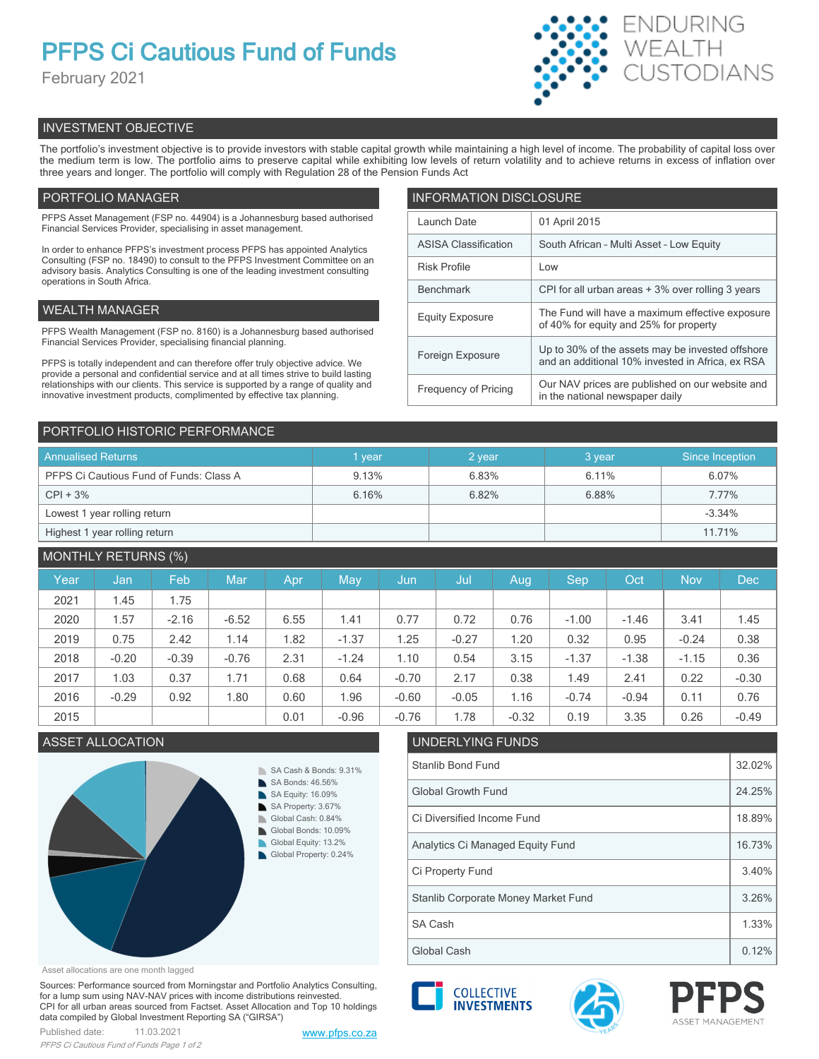# PFPS Ci Cautious Fund of Funds

February 2021

ENDURING WEALTH CUSTODIANS

## INVESTMENT OBJECTIVE

The portfolio's investment objective is to provide investors with stable capital growth while maintaining a high level of income. The probability of capital loss over the medium term is low. The portfolio aims to preserve capital while exhibiting low levels of return volatility and to achieve returns in excess of inflation over three years and longer. The portfolio will comply with Regulation 28 of the Pension Funds Act

## PORTFOLIO MANAGER

PFPS Asset Management (FSP no. 44904) is a Johannesburg based authorised Financial Services Provider, specialising in asset management.

In order to enhance PFPS's investment process PFPS has appointed Analytics Consulting (FSP no. 18490) to consult to the PFPS Investment Committee on an advisory basis. Analytics Consulting is one of the leading investment consulting operations in South Africa.

## WEALTH MANAGER

PFPS Wealth Management (FSP no. 8160) is a Johannesburg based authorised Financial Services Provider, specialising financial planning.

PFPS is totally independent and can therefore offer truly objective advice. We provide a personal and confidential service and at all times strive to build lasting relationships with our clients. This service is supported by a range of quality and innovative investment products, complimented by effective tax planning.

## INFORMATION DISCLOSURE

| | |
|---|---|
| Launch Date | 01 April 2015 |
| ASISA Classification | South African - Multi Asset - Low Equity |
| Risk Profile | Low |
| Benchmark | CPI for all urban areas + 3% over rolling 3 years |
| Equity Exposure | The Fund will have a maximum effective exposure of 40% for equity and 25% for property |
| Foreign Exposure | Up to 30% of the assets may be invested offshore and an additional 10% invested in Africa, ex RSA |
| Frequency of Pricing | Our NAV prices are published on our website and in the national newspaper daily |

## PORTFOLIO HISTORIC PERFORMANCE

| Annualised Returns | 1 year | 2 year | 3 year | Since Inception |
|---|---|---|---|---|
| PFPS Ci Cautious Fund of Funds: Class A | 9.13% | 6.83% | 6.11% | 6.07% |
| CPI + 3% | 6.16% | 6.82% | 6.88% | 7.77% |
| Lowest 1 year rolling return | | | | -3.34% |
| Highest 1 year rolling return | | | | 11.71% |

## MONTHLY RETURNS (%)

| Year | Jan | Feb | Mar | Apr | May | Jun | Jul | Aug | Sep | Oct | Nov | Dec |
|---|---|---|---|---|---|---|---|---|---|---|---|---|
| 2021 | 1.45 | 1.75 | | | | | | | | | | |
| 2020 | 1.57 | -2.16 | -6.52 | 6.55 | 1.41 | 0.77 | 0.72 | 0.76 | -1.00 | -1.46 | 3.41 | 1.45 |
| 2019 | 0.75 | 2.42 | 1.14 | 1.82 | -1.37 | 1.25 | -0.27 | 1.20 | 0.32 | 0.95 | -0.24 | 0.38 |
| 2018 | -0.20 | -0.39 | -0.76 | 2.31 | -1.24 | 1.10 | 0.54 | 3.15 | -1.37 | -1.38 | -1.15 | 0.36 |
| 2017 | 1.03 | 0.37 | 1.71 | 0.68 | 0.64 | -0.70 | 2.17 | 0.38 | 1.49 | 2.41 | 0.22 | -0.30 |
| 2016 | -0.29 | 0.92 | 1.80 | 0.60 | 1.96 | -0.60 | -0.05 | 1.16 | -0.74 | -0.94 | 0.11 | 0.76 |
| 2015 | | | | 0.01 | -0.96 | -0.76 | 1.78 | -0.32 | 0.19 | 3.35 | 0.26 | -0.49 |

## ASSET ALLOCATION

- SA Cash & Bonds: 9.31%
- SA Bonds: 46.56%
- SA Equity: 16.09%
- SA Property: 3.67%
- Global Cash: 0.84%
- Global Bonds: 10.09%
- Global Equity: 13.2%
- Global Property: 0.24%

Asset allocations are one month lagged

## UNDERLYING FUNDS

| | |
|---|---|
| Stanlib Bond Fund | 32.02% |
| Global Growth Fund | 24.25% |
| Ci Diversified Income Fund | 18.89% |
| Analytics Ci Managed Equity Fund | 16.73% |
| Ci Property Fund | 3.40% |
| Stanlib Corporate Money Market Fund | 3.26% |
| SA Cash | 1.33% |
| Global Cash | 0.12% |

Sources: Performance sourced from Morningstar and Portfolio Analytics Consulting, for a lump sum using NAV-NAV prices with income distributions reinvested. CPI for all urban areas sourced from Factset. Asset Allocation and Top 10 holdings data compiled by Global Investment Reporting SA ("GIRSA")

Published date: 11.03.2021

www.pfps.co.za

COLLECTIVE INVESTMENTS

PFPS ASSET MANAGEMENT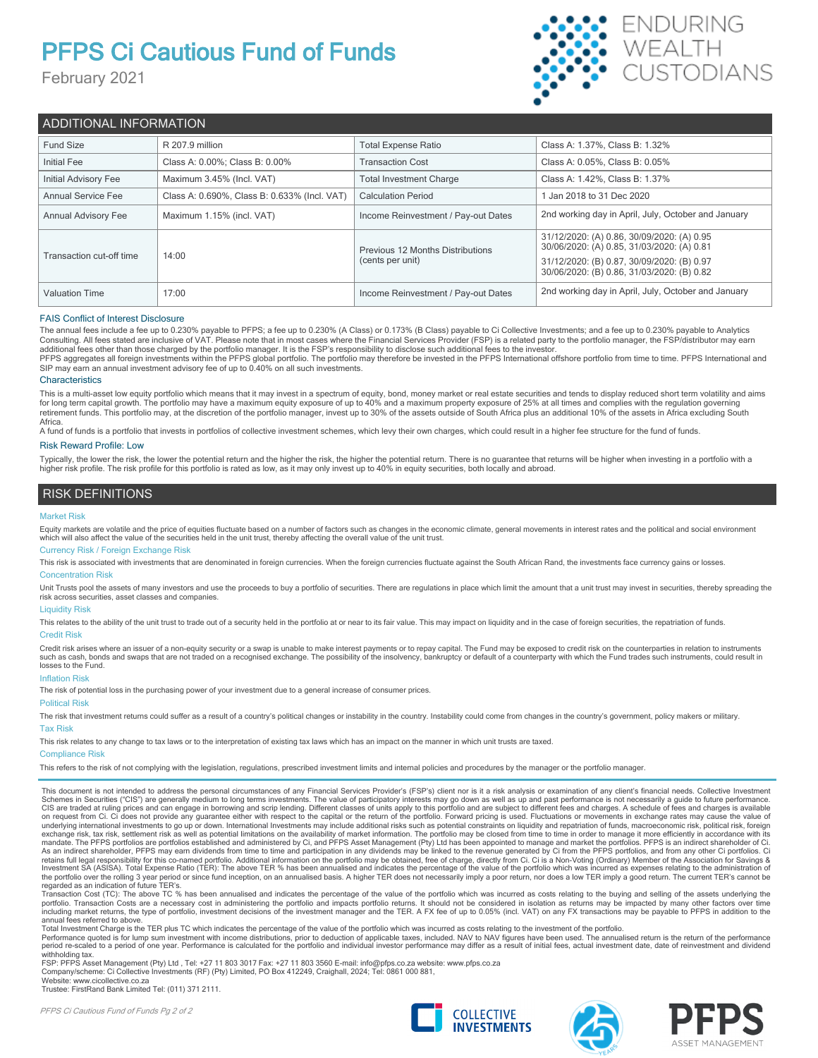# PFPS Ci Cautious Fund of Funds

February 2021

## ADDITIONAL INFORMATION

| | | | |
|---|---|---|---|
| Fund Size | R 207.9 million | Total Expense Ratio | Class A: 1.37%, Class B: 1.32% |
| Initial Fee | Class A: 0.00%; Class B: 0.00% | Transaction Cost | Class A: 0.05%, Class B: 0.05% |
| Initial Advisory Fee | Maximum 3.45% (Incl. VAT) | Total Investment Charge | Class A: 1.42%, Class B: 1.37% |
| Annual Service Fee | Class A: 0.690%, Class B: 0.633% (Incl. VAT) | Calculation Period | 1 Jan 2018 to 31 Dec 2020 |
| Annual Advisory Fee | Maximum 1.15% (incl. VAT) | Income Reinvestment / Pay-out Dates | 2nd working day in April, July, October and January |
| Transaction cut-off time | 14:00 | Previous 12 Months Distributions (cents per unit) | 31/12/2020: (A) 0.86, 30/09/2020: (A) 0.95 30/06/2020: (A) 0.85, 31/03/2020: (A) 0.81 31/12/2020: (B) 0.87, 30/09/2020: (B) 0.97 30/06/2020: (B) 0.86, 31/03/2020: (B) 0.82 |
| Valuation Time | 17:00 | Income Reinvestment / Pay-out Dates | 2nd working day in April, July, October and January |

### FAIS Conflict of Interest Disclosure

The annual fees include a fee up to 0.230% payable to PFPS; a fee up to 0.230% (A Class) or 0.173% (B Class) payable to Ci Collective Investments; and a fee up to 0.230% payable to Analytics Consulting. All fees stated are inclusive of VAT. Please note that in most cases where the Financial Services Provider (FSP) is a related party to the portfolio manager, the FSP/distributor may earn additional fees other than those charged by the portfolio manager. It is the FSP's responsibility to disclose such additional fees to the investor.
PFPS aggregates all foreign investments within the PFPS global portfolio. The portfolio may therefore be invested in the PFPS International offshore portfolio from time to time. PFPS International and SIP may earn an annual investment advisory fee of up to 0.40% on all such investments.

### Characteristics

This is a multi-asset low equity portfolio which means that it may invest in a spectrum of equity, bond, money market or real estate securities and tends to display reduced short term volatility and aims for long term capital growth. The portfolio may have a maximum equity exposure of up to 40% and a maximum property exposure of 25% at all times and complies with the regulation governing retirement funds. This portfolio may, at the discretion of the portfolio manager, invest up to 30% of the assets outside of South Africa plus an additional 10% of the assets in Africa excluding South Africa.
A fund of funds is a portfolio that invests in portfolios of collective investment schemes, which levy their own charges, which could result in a higher fee structure for the fund of funds.

### Risk Reward Profile: Low

Typically, the lower the risk, the lower the potential return and the higher the risk, the higher the potential return. There is no guarantee that returns will be higher when investing in a portfolio with a higher risk profile. The risk profile for this portfolio is rated as low, as it may only invest up to 40% in equity securities, both locally and abroad.

## RISK DEFINITIONS

### Market Risk

Equity markets are volatile and the price of equities fluctuate based on a number of factors such as changes in the economic climate, general movements in interest rates and the political and social environment which will also affect the value of the securities held in the unit trust, thereby affecting the overall value of the unit trust.

### Currency Risk / Foreign Exchange Risk

This risk is associated with investments that are denominated in foreign currencies. When the foreign currencies fluctuate against the South African Rand, the investments face currency gains or losses.

### Concentration Risk

Unit Trusts pool the assets of many investors and use the proceeds to buy a portfolio of securities. There are regulations in place which limit the amount that a unit trust may invest in securities, thereby spreading the risk across securities, asset classes and companies.

### Liquidity Risk

This relates to the ability of the unit trust to trade out of a security held in the portfolio at or near to its fair value. This may impact on liquidity and in the case of foreign securities, the repatriation of funds.

### Credit Risk

Credit risk arises where an issuer of a non-equity security or a swap is unable to make interest payments or to repay capital. The Fund may be exposed to credit risk on the counterparties in relation to instruments such as cash, bonds and swaps that are not traded on a recognised exchange. The possibility of the insolvency, bankruptcy or default of a counterparty with which the Fund trades such instruments, could result in losses to the Fund.

### Inflation Risk

The risk of potential loss in the purchasing power of your investment due to a general increase of consumer prices.

### Political Risk

The risk that investment returns could suffer as a result of a country's political changes or instability in the country. Instability could come from changes in the country's government, policy makers or military.

### Tax Risk

This risk relates to any change to tax laws or to the interpretation of existing tax laws which has an impact on the manner in which unit trusts are taxed.

### Compliance Risk

This refers to the risk of not complying with the legislation, regulations, prescribed investment limits and internal policies and procedures by the manager or the portfolio manager.

---

This document is not intended to address the personal circumstances of any Financial Services Provider's (FSP's) client nor is it a risk analysis or examination of any client's financial needs. Collective Investment Schemes in Securities ("CIS") are generally medium to long terms investments. The value of participatory interests may go down as well as up and past performance is not necessarily a guide to future performance. CIS are traded at ruling prices and can engage in borrowing and scrip lending. Different classes of units apply to this portfolio and are subject to different fees and charges. A schedule of fees and charges is available on request from Ci. Ci does not provide any guarantee either with respect to the capital or the return of the portfolio. Forward pricing is used. Fluctuations or movements in exchange rates may cause the value of underlying international investments to go up or down. International Investments may include additional risks such as potential constraints on liquidity and repatriation of funds, macroeconomic risk, political risk, foreign exchange risk, tax risk, settlement risk as well as potential limitations on the availability of market information. The portfolio may be closed from time to time in order to manage it more efficiently in accordance with its mandate. The PFPS portfolios are portfolios established and administered by Ci, and PFPS Asset Management (Pty) Ltd has been appointed to manage and market the portfolios. PFPS is an indirect shareholder of Ci. As an indirect shareholder, PFPS may earn dividends from time to time and participation in any dividends may be linked to the revenue generated by Ci from the PFPS portfolios, and from any other Ci portfolios. Ci retains full legal responsibility for this co-named portfolio. Additional information on the portfolio may be obtained, free of charge, directly from Ci. Ci is a Non-Voting (Ordinary) Member of the Association for Savings & Investment SA (ASISA). Total Expense Ratio (TER): The above TER % has been annualised and indicates the percentage of the value of the portfolio which was incurred as expenses relating to the administration of the portfolio over the rolling 3 year period or since fund inception, on an annualised basis. A higher TER does not necessarily imply a poor return, nor does a low TER imply a good return. The current TER's cannot be regarded as an indication of future TER's.
Transaction Cost (TC): The above TC % has been annualised and indicates the percentage of the value of the portfolio which was incurred as costs relating to the buying and selling of the assets underlying the portfolio. Transaction Costs are a necessary cost in administering the portfolio and impacts portfolio returns. It should not be considered in isolation as returns may be impacted by many other factors over time including market returns, the type of portfolio, investment decisions of the investment manager and the TER. A FX fee of up to 0.05% (incl. VAT) on any FX transactions may be payable to PFPS in addition to the annual fees referred to above.
Total Investment Charge is the TER plus TC which indicates the percentage of the value of the portfolio which was incurred as costs relating to the investment of the portfolio.
Performance quoted is for lump sum investment with income distributions, prior to deduction of applicable taxes, included. NAV to NAV figures have been used. The annualised return is the return of the performance period re-scaled to a period of one year. Performance is calculated for the portfolio and individual investor performance may differ as a result of initial fees, actual investment date, date of reinvestment and dividend withholding tax.
FSP: PFPS Asset Management (Pty) Ltd , Tel: +27 11 803 3017 Fax: +27 11 803 3560 E-mail: info@pfps.co.za website: www.pfps.co.za
Company/scheme: Ci Collective Investments (RF) (Pty) Limited, PO Box 412249, Craighall, 2024; Tel: 0861 000 881,
Website: www.cicollective.co.za
Trustee: FirstRand Bank Limited Tel: (011) 371 2111.